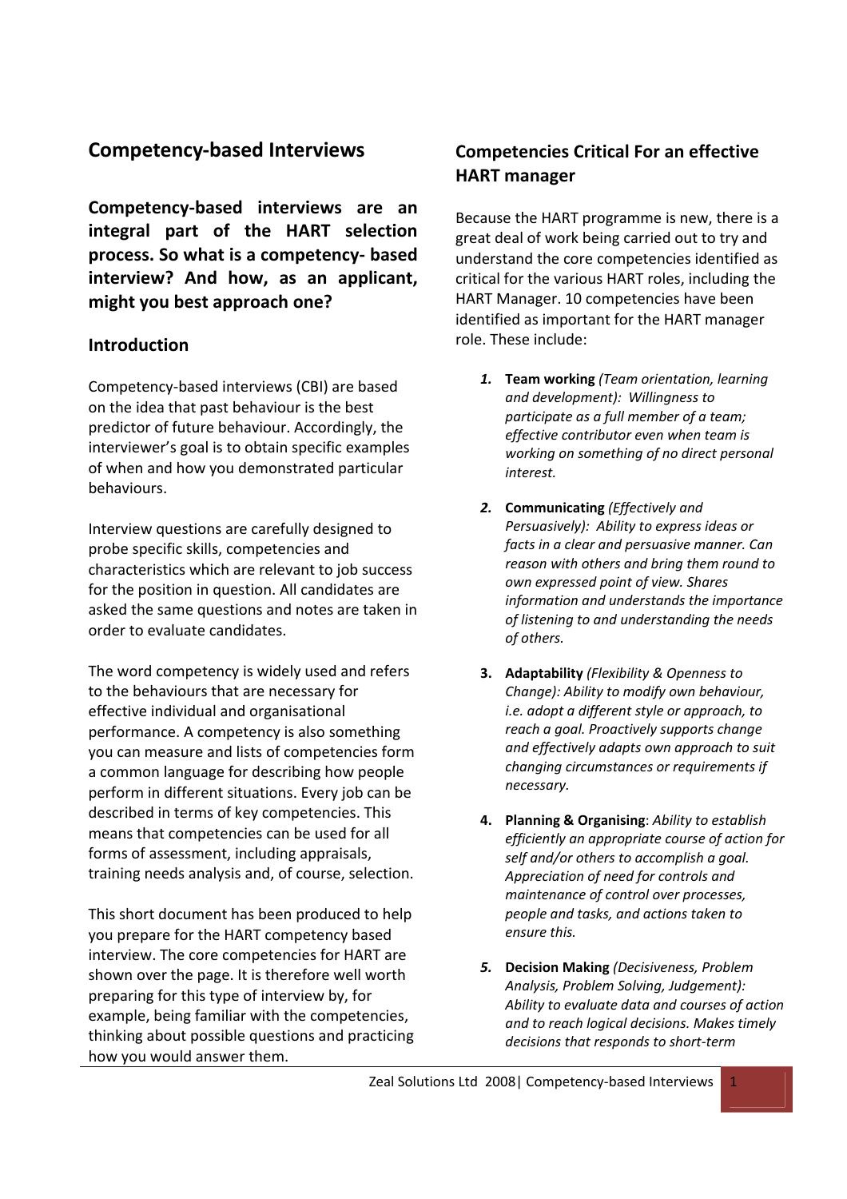## Competency-based Interviews

**Competency-based interviews are an integral part of the HART selection process. So what is a competency- based interview? And how, as an applicant, might you best approach one?**

### Introduction

Competency-based interviews (CBI) are based on the idea that past behaviour is the best predictor of future behaviour. Accordingly, the interviewer's goal is to obtain specific examples of when and how you demonstrated particular behaviours.

Interview questions are carefully designed to probe specific skills, competencies and characteristics which are relevant to job success for the position in question. All candidates are asked the same questions and notes are taken in order to evaluate candidates.

The word competency is widely used and refers to the behaviours that are necessary for effective individual and organisational performance. A competency is also something you can measure and lists of competencies form a common language for describing how people perform in different situations. Every job can be described in terms of key competencies. This means that competencies can be used for all forms of assessment, including appraisals, training needs analysis and, of course, selection.

This short document has been produced to help you prepare for the HART competency based interview. The core competencies for HART are shown over the page. It is therefore well worth preparing for this type of interview by, for example, being familiar with the competencies, thinking about possible questions and practicing how you would answer them.

### Competencies Critical For an effective HART manager

Because the HART programme is new, there is a great deal of work being carried out to try and understand the core competencies identified as critical for the various HART roles, including the HART Manager. 10 competencies have been identified as important for the HART manager role. These include:

1. **Team working** *(Team orientation, learning and development): Willingness to participate as a full member of a team; effective contributor even when team is working on something of no direct personal interest.*
2. **Communicating** *(Effectively and Persuasively): Ability to express ideas or facts in a clear and persuasive manner. Can reason with others and bring them round to own expressed point of view. Shares information and understands the importance of listening to and understanding the needs of others.*
3. **Adaptability** *(Flexibility & Openness to Change): Ability to modify own behaviour, i.e. adopt a different style or approach, to reach a goal. Proactively supports change and effectively adapts own approach to suit changing circumstances or requirements if necessary.*
4. **Planning & Organising**: *Ability to establish efficiently an appropriate course of action for self and/or others to accomplish a goal. Appreciation of need for controls and maintenance of control over processes, people and tasks, and actions taken to ensure this.*
5. **Decision Making** *(Decisiveness, Problem Analysis, Problem Solving, Judgement): Ability to evaluate data and courses of action and to reach logical decisions. Makes timely decisions that responds to short-term*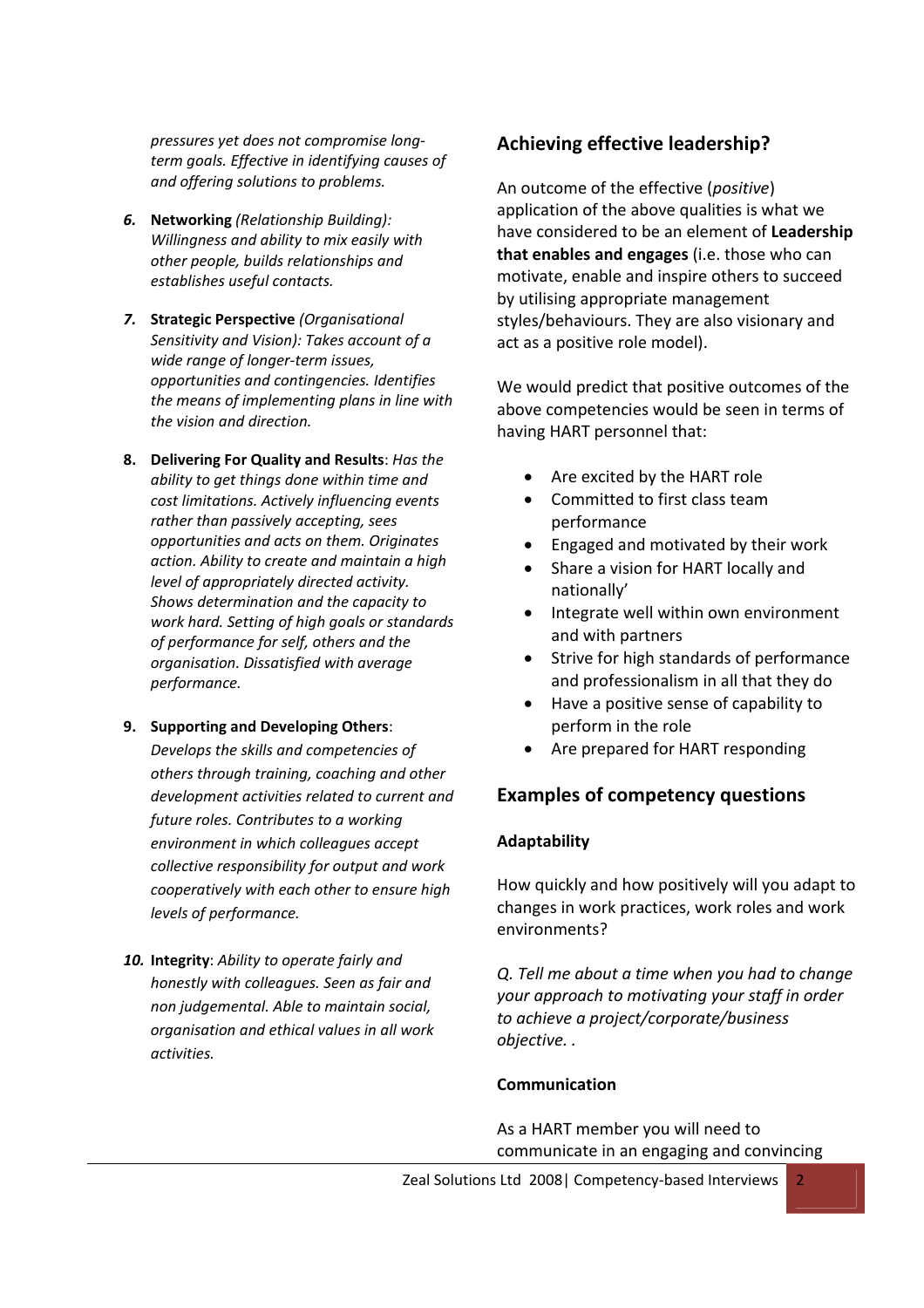*pressures yet does not compromise long-term goals. Effective in identifying causes of and offering solutions to problems.*

6. **Networking** *(Relationship Building): Willingness and ability to mix easily with other people, builds relationships and establishes useful contacts.*

7. **Strategic Perspective** *(Organisational Sensitivity and Vision): Takes account of a wide range of longer-term issues, opportunities and contingencies. Identifies the means of implementing plans in line with the vision and direction.*

8. **Delivering For Quality and Results**: *Has the ability to get things done within time and cost limitations. Actively influencing events rather than passively accepting, sees opportunities and acts on them. Originates action. Ability to create and maintain a high level of appropriately directed activity. Shows determination and the capacity to work hard. Setting of high goals or standards of performance for self, others and the organisation. Dissatisfied with average performance.*

9. **Supporting and Developing Others**: *Develops the skills and competencies of others through training, coaching and other development activities related to current and future roles. Contributes to a working environment in which colleagues accept collective responsibility for output and work cooperatively with each other to ensure high levels of performance.*

10. **Integrity**: *Ability to operate fairly and honestly with colleagues. Seen as fair and non judgemental. Able to maintain social, organisation and ethical values in all work activities.*

## Achieving effective leadership?

An outcome of the effective (*positive*) application of the above qualities is what we have considered to be an element of **Leadership that enables and engages** (i.e. those who can motivate, enable and inspire others to succeed by utilising appropriate management styles/behaviours. They are also visionary and act as a positive role model).

We would predict that positive outcomes of the above competencies would be seen in terms of having HART personnel that:

- Are excited by the HART role
- Committed to first class team performance
- Engaged and motivated by their work
- Share a vision for HART locally and nationally'
- Integrate well within own environment and with partners
- Strive for high standards of performance and professionalism in all that they do
- Have a positive sense of capability to perform in the role
- Are prepared for HART responding

## Examples of competency questions

### Adaptability

How quickly and how positively will you adapt to changes in work practices, work roles and work environments?

*Q. Tell me about a time when you had to change your approach to motivating your staff in order to achieve a project/corporate/business objective. .*

### Communication

As a HART member you will need to communicate in an engaging and convincing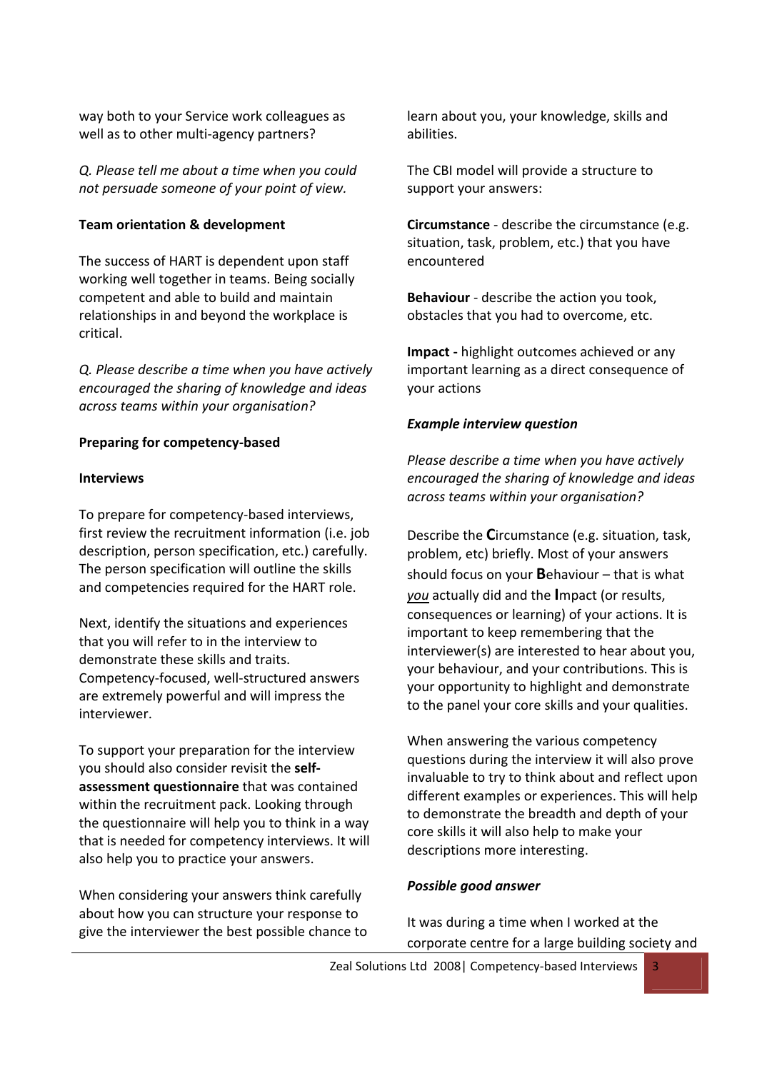way both to your Service work colleagues as well as to other multi-agency partners?

*Q. Please tell me about a time when you could not persuade someone of your point of view.*

**Team orientation & development**

The success of HART is dependent upon staff working well together in teams. Being socially competent and able to build and maintain relationships in and beyond the workplace is critical.

*Q. Please describe a time when you have actively encouraged the sharing of knowledge and ideas across teams within your organisation?*

**Preparing for competency-based**

**Interviews**

To prepare for competency-based interviews, first review the recruitment information (i.e. job description, person specification, etc.) carefully. The person specification will outline the skills and competencies required for the HART role.

Next, identify the situations and experiences that you will refer to in the interview to demonstrate these skills and traits. Competency-focused, well-structured answers are extremely powerful and will impress the interviewer.

To support your preparation for the interview you should also consider revisit the **self-assessment questionnaire** that was contained within the recruitment pack. Looking through the questionnaire will help you to think in a way that is needed for competency interviews. It will also help you to practice your answers.

When considering your answers think carefully about how you can structure your response to give the interviewer the best possible chance to learn about you, your knowledge, skills and abilities.

The CBI model will provide a structure to support your answers:

**Circumstance** - describe the circumstance (e.g. situation, task, problem, etc.) that you have encountered

**Behaviour** - describe the action you took, obstacles that you had to overcome, etc.

**Impact -** highlight outcomes achieved or any important learning as a direct consequence of your actions

***Example interview question***

*Please describe a time when you have actively encouraged the sharing of knowledge and ideas across teams within your organisation?*

Describe the **C**ircumstance (e.g. situation, task, problem, etc) briefly. Most of your answers should focus on your **B**ehaviour – that is what *you* actually did and the **I**mpact (or results, consequences or learning) of your actions. It is important to keep remembering that the interviewer(s) are interested to hear about you, your behaviour, and your contributions. This is your opportunity to highlight and demonstrate to the panel your core skills and your qualities.

When answering the various competency questions during the interview it will also prove invaluable to try to think about and reflect upon different examples or experiences. This will help to demonstrate the breadth and depth of your core skills it will also help to make your descriptions more interesting.

***Possible good answer***

It was during a time when I worked at the corporate centre for a large building society and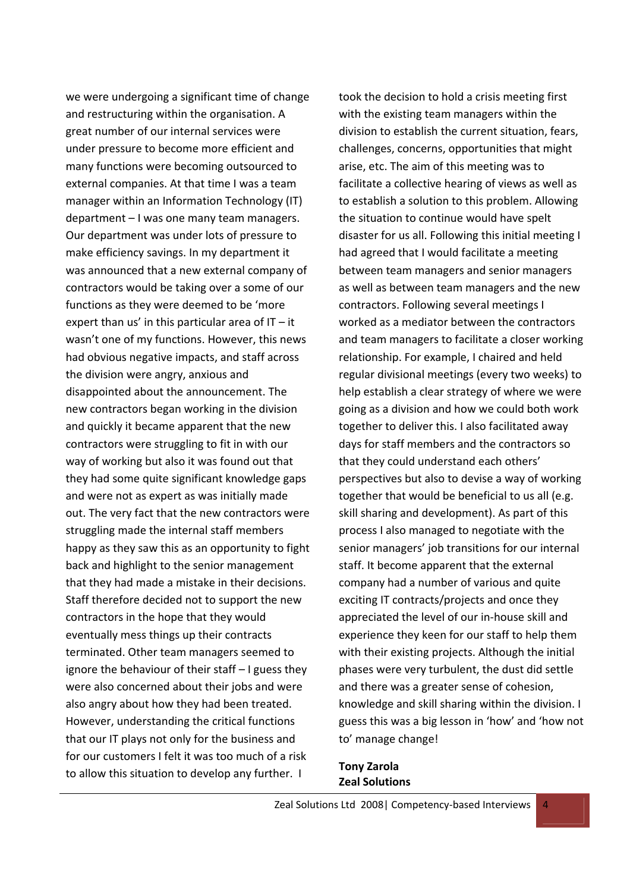we were undergoing a significant time of change and restructuring within the organisation. A great number of our internal services were under pressure to become more efficient and many functions were becoming outsourced to external companies. At that time I was a team manager within an Information Technology (IT) department – I was one many team managers. Our department was under lots of pressure to make efficiency savings. In my department it was announced that a new external company of contractors would be taking over a some of our functions as they were deemed to be 'more expert than us' in this particular area of IT – it wasn't one of my functions. However, this news had obvious negative impacts, and staff across the division were angry, anxious and disappointed about the announcement. The new contractors began working in the division and quickly it became apparent that the new contractors were struggling to fit in with our way of working but also it was found out that they had some quite significant knowledge gaps and were not as expert as was initially made out. The very fact that the new contractors were struggling made the internal staff members happy as they saw this as an opportunity to fight back and highlight to the senior management that they had made a mistake in their decisions. Staff therefore decided not to support the new contractors in the hope that they would eventually mess things up their contracts terminated. Other team managers seemed to ignore the behaviour of their staff – I guess they were also concerned about their jobs and were also angry about how they had been treated. However, understanding the critical functions that our IT plays not only for the business and for our customers I felt it was too much of a risk to allow this situation to develop any further. I took the decision to hold a crisis meeting first with the existing team managers within the division to establish the current situation, fears, challenges, concerns, opportunities that might arise, etc. The aim of this meeting was to facilitate a collective hearing of views as well as to establish a solution to this problem. Allowing the situation to continue would have spelt disaster for us all. Following this initial meeting I had agreed that I would facilitate a meeting between team managers and senior managers as well as between team managers and the new contractors. Following several meetings I worked as a mediator between the contractors and team managers to facilitate a closer working relationship. For example, I chaired and held regular divisional meetings (every two weeks) to help establish a clear strategy of where we were going as a division and how we could both work together to deliver this. I also facilitated away days for staff members and the contractors so that they could understand each others' perspectives but also to devise a way of working together that would be beneficial to us all (e.g. skill sharing and development). As part of this process I also managed to negotiate with the senior managers' job transitions for our internal staff. It become apparent that the external company had a number of various and quite exciting IT contracts/projects and once they appreciated the level of our in-house skill and experience they keen for our staff to help them with their existing projects. Although the initial phases were very turbulent, the dust did settle and there was a greater sense of cohesion, knowledge and skill sharing within the division. I guess this was a big lesson in 'how' and 'how not to' manage change!

**Tony Zarola**
**Zeal Solutions**